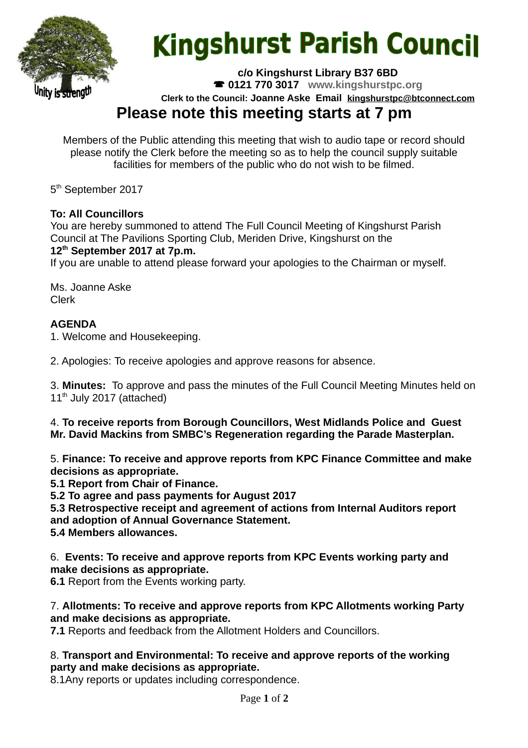# Kingshurst Parish Council

Unity is strength

**c/o Kingshurst Library B37 6BD**
☎ **0121 770 3017** **www.kingshurstpc.org**
**Clerk to the Council: Joanne Aske Email kingshurstpc@btconnect.com**

## Please note this meeting starts at 7 pm

Members of the Public attending this meeting that wish to audio tape or record should please notify the Clerk before the meeting so as to help the council supply suitable facilities for members of the public who do not wish to be filmed.

5th September 2017

**To: All Councillors**
You are hereby summoned to attend The Full Council Meeting of Kingshurst Parish Council at The Pavilions Sporting Club, Meriden Drive, Kingshurst on the
**12th September 2017 at 7p.m.**
If you are unable to attend please forward your apologies to the Chairman or myself.

Ms. Joanne Aske
Clerk

**AGENDA**
1. Welcome and Housekeeping.

2. Apologies: To receive apologies and approve reasons for absence.

3. **Minutes:** To approve and pass the minutes of the Full Council Meeting Minutes held on 11th July 2017 (attached)

4. **To receive reports from Borough Councillors, West Midlands Police and Guest Mr. David Mackins from SMBC's Regeneration regarding the Parade Masterplan.**

5. **Finance: To receive and approve reports from KPC Finance Committee and make decisions as appropriate.**
**5.1 Report from Chair of Finance.**
**5.2 To agree and pass payments for August 2017**
**5.3 Retrospective receipt and agreement of actions from Internal Auditors report and adoption of Annual Governance Statement.**
**5.4 Members allowances.**

6. **Events: To receive and approve reports from KPC Events working party and make decisions as appropriate.**
**6.1** Report from the Events working party.

7. **Allotments: To receive and approve reports from KPC Allotments working Party and make decisions as appropriate.**
**7.1** Reports and feedback from the Allotment Holders and Councillors.

8. **Transport and Environmental: To receive and approve reports of the working party and make decisions as appropriate.**
8.1Any reports or updates including correspondence.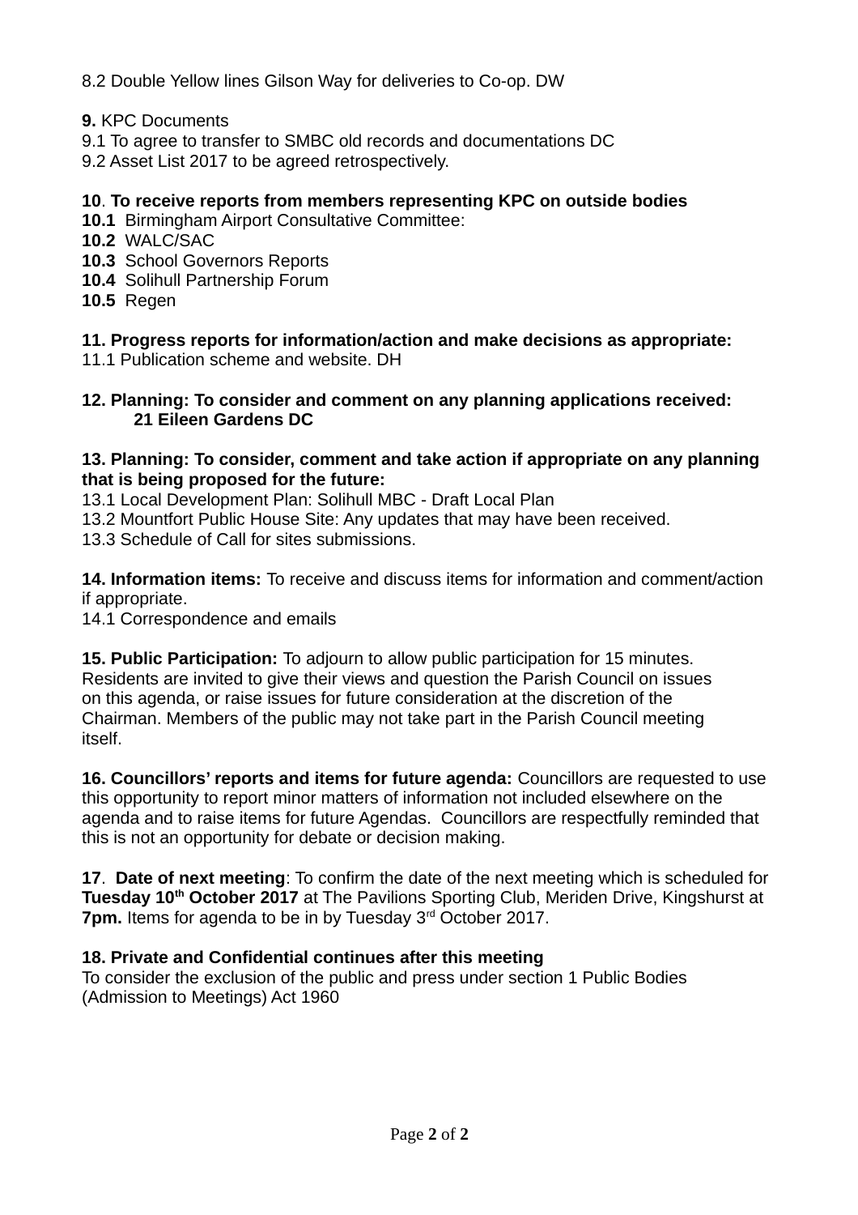8.2 Double Yellow lines Gilson Way for deliveries to Co-op. DW

**9.** KPC Documents
9.1 To agree to transfer to SMBC old records and documentations DC
9.2 Asset List 2017 to be agreed retrospectively.

**10**. **To receive reports from members representing KPC on outside bodies**
**10.1** Birmingham Airport Consultative Committee:
**10.2** WALC/SAC
**10.3** School Governors Reports
**10.4** Solihull Partnership Forum
**10.5** Regen

**11. Progress reports for information/action and make decisions as appropriate:**
11.1 Publication scheme and website. DH

**12. Planning: To consider and comment on any planning applications received:**
**21 Eileen Gardens DC**

**13. Planning: To consider, comment and take action if appropriate on any planning that is being proposed for the future:**
13.1 Local Development Plan: Solihull MBC - Draft Local Plan
13.2 Mountfort Public House Site: Any updates that may have been received.
13.3 Schedule of Call for sites submissions.

**14. Information items:** To receive and discuss items for information and comment/action if appropriate.
14.1 Correspondence and emails

**15. Public Participation:** To adjourn to allow public participation for 15 minutes. Residents are invited to give their views and question the Parish Council on issues on this agenda, or raise issues for future consideration at the discretion of the Chairman. Members of the public may not take part in the Parish Council meeting itself.

**16. Councillors' reports and items for future agenda:** Councillors are requested to use this opportunity to report minor matters of information not included elsewhere on the agenda and to raise items for future Agendas. Councillors are respectfully reminded that this is not an opportunity for debate or decision making.

**17**. **Date of next meeting**: To confirm the date of the next meeting which is scheduled for **Tuesday 10th October 2017** at The Pavilions Sporting Club, Meriden Drive, Kingshurst at **7pm.** Items for agenda to be in by Tuesday 3rd October 2017.

**18. Private and Confidential continues after this meeting**
To consider the exclusion of the public and press under section 1 Public Bodies (Admission to Meetings) Act 1960